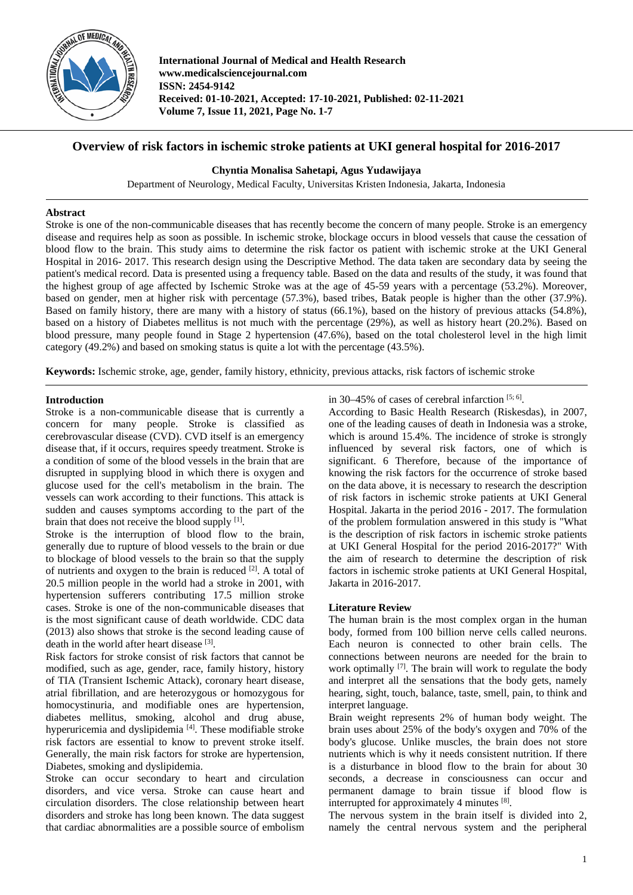International Journal of Medical and Health Research
www.medicalsciencejournal.com
ISSN: 2454-9142
Received: 01-10-2021, Accepted: 17-10-2021, Published: 02-11-2021
Volume 7, Issue 11, 2021, Page No. 1-7

# Overview of risk factors in ischemic stroke patients at UKI general hospital for 2016-2017

**Chyntia Monalisa Sahetapi, Agus Yudawijaya**

Department of Neurology, Medical Faculty, Universitas Kristen Indonesia, Jakarta, Indonesia

## Abstract

Stroke is one of the non-communicable diseases that has recently become the concern of many people. Stroke is an emergency disease and requires help as soon as possible. In ischemic stroke, blockage occurs in blood vessels that cause the cessation of blood flow to the brain. This study aims to determine the risk factor os patient with ischemic stroke at the UKI General Hospital in 2016- 2017. This research design using the Descriptive Method. The data taken are secondary data by seeing the patient's medical record. Data is presented using a frequency table. Based on the data and results of the study, it was found that the highest group of age affected by Ischemic Stroke was at the age of 45-59 years with a percentage (53.2%). Moreover, based on gender, men at higher risk with percentage (57.3%), based tribes, Batak people is higher than the other (37.9%). Based on family history, there are many with a history of status (66.1%), based on the history of previous attacks (54.8%), based on a history of Diabetes mellitus is not much with the percentage (29%), as well as history heart (20.2%). Based on blood pressure, many people found in Stage 2 hypertension (47.6%), based on the total cholesterol level in the high limit category (49.2%) and based on smoking status is quite a lot with the percentage (43.5%).

**Keywords:** Ischemic stroke, age, gender, family history, ethnicity, previous attacks, risk factors of ischemic stroke

## Introduction

Stroke is a non-communicable disease that is currently a concern for many people. Stroke is classified as cerebrovascular disease (CVD). CVD itself is an emergency disease that, if it occurs, requires speedy treatment. Stroke is a condition of some of the blood vessels in the brain that are disrupted in supplying blood in which there is oxygen and glucose used for the cell's metabolism in the brain. The vessels can work according to their functions. This attack is sudden and causes symptoms according to the part of the brain that does not receive the blood supply [1].

Stroke is the interruption of blood flow to the brain, generally due to rupture of blood vessels to the brain or due to blockage of blood vessels to the brain so that the supply of nutrients and oxygen to the brain is reduced [2]. A total of 20.5 million people in the world had a stroke in 2001, with hypertension sufferers contributing 17.5 million stroke cases. Stroke is one of the non-communicable diseases that is the most significant cause of death worldwide. CDC data (2013) also shows that stroke is the second leading cause of death in the world after heart disease [3].

Risk factors for stroke consist of risk factors that cannot be modified, such as age, gender, race, family history, history of TIA (Transient Ischemic Attack), coronary heart disease, atrial fibrillation, and are heterozygous or homozygous for homocystinuria, and modifiable ones are hypertension, diabetes mellitus, smoking, alcohol and drug abuse, hyperuricemia and dyslipidemia [4]. These modifiable stroke risk factors are essential to know to prevent stroke itself. Generally, the main risk factors for stroke are hypertension, Diabetes, smoking and dyslipidemia.

Stroke can occur secondary to heart and circulation disorders, and vice versa. Stroke can cause heart and circulation disorders. The close relationship between heart disorders and stroke has long been known. The data suggest that cardiac abnormalities are a possible source of embolism in 30–45% of cases of cerebral infarction [5; 6].

According to Basic Health Research (Riskesdas), in 2007, one of the leading causes of death in Indonesia was a stroke, which is around 15.4%. The incidence of stroke is strongly influenced by several risk factors, one of which is significant. 6 Therefore, because of the importance of knowing the risk factors for the occurrence of stroke based on the data above, it is necessary to research the description of risk factors in ischemic stroke patients at UKI General Hospital. Jakarta in the period 2016 - 2017. The formulation of the problem formulation answered in this study is "What is the description of risk factors in ischemic stroke patients at UKI General Hospital for the period 2016-2017?" With the aim of research to determine the description of risk factors in ischemic stroke patients at UKI General Hospital, Jakarta in 2016-2017.

## Literature Review

The human brain is the most complex organ in the human body, formed from 100 billion nerve cells called neurons. Each neuron is connected to other brain cells. The connections between neurons are needed for the brain to work optimally [7]. The brain will work to regulate the body and interpret all the sensations that the body gets, namely hearing, sight, touch, balance, taste, smell, pain, to think and interpret language.

Brain weight represents 2% of human body weight. The brain uses about 25% of the body's oxygen and 70% of the body's glucose. Unlike muscles, the brain does not store nutrients which is why it needs consistent nutrition. If there is a disturbance in blood flow to the brain for about 30 seconds, a decrease in consciousness can occur and permanent damage to brain tissue if blood flow is interrupted for approximately 4 minutes [8].

The nervous system in the brain itself is divided into 2, namely the central nervous system and the peripheral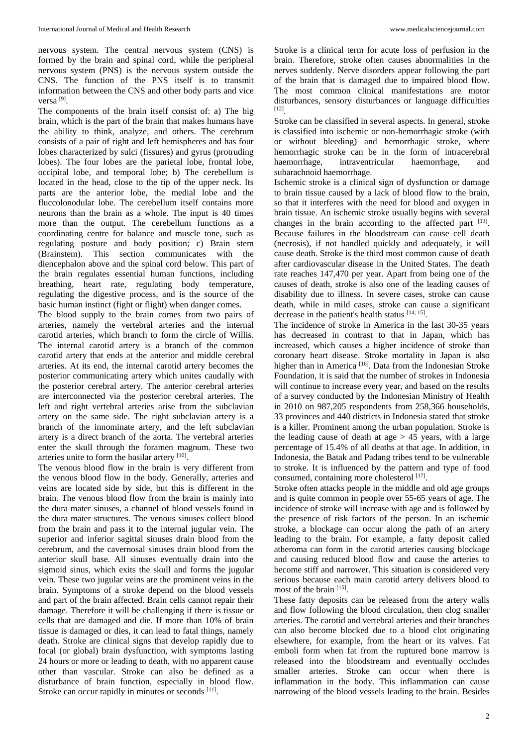nervous system. The central nervous system (CNS) is formed by the brain and spinal cord, while the peripheral nervous system (PNS) is the nervous system outside the CNS. The function of the PNS itself is to transmit information between the CNS and other body parts and vice versa [9].

The components of the brain itself consist of: a) The big brain, which is the part of the brain that makes humans have the ability to think, analyze, and others. The cerebrum consists of a pair of right and left hemispheres and has four lobes characterized by sulci (fissures) and gyrus (protruding lobes). The four lobes are the parietal lobe, frontal lobe, occipital lobe, and temporal lobe; b) The cerebellum is located in the head, close to the tip of the upper neck. Its parts are the anterior lobe, the medial lobe and the fluccolonodular lobe. The cerebellum itself contains more neurons than the brain as a whole. The input is 40 times more than the output. The cerebellum functions as a coordinating centre for balance and muscle tone, such as regulating posture and body position; c) Brain stem (Brainstem). This section communicates with the diencephalon above and the spinal cord below. This part of the brain regulates essential human functions, including breathing, heart rate, regulating body temperature, regulating the digestive process, and is the source of the basic human instinct (fight or flight) when danger comes.

The blood supply to the brain comes from two pairs of arteries, namely the vertebral arteries and the internal carotid arteries, which branch to form the circle of Willis. The internal carotid artery is a branch of the common carotid artery that ends at the anterior and middle cerebral arteries. At its end, the internal carotid artery becomes the posterior communicating artery which unites caudally with the posterior cerebral artery. The anterior cerebral arteries are interconnected via the posterior cerebral arteries. The left and right vertebral arteries arise from the subclavian artery on the same side. The right subclavian artery is a branch of the innominate artery, and the left subclavian artery is a direct branch of the aorta. The vertebral arteries enter the skull through the foramen magnum. These two arteries unite to form the basilar artery [10].

The venous blood flow in the brain is very different from the venous blood flow in the body. Generally, arteries and veins are located side by side, but this is different in the brain. The venous blood flow from the brain is mainly into the dura mater sinuses, a channel of blood vessels found in the dura mater structures. The venous sinuses collect blood from the brain and pass it to the internal jugular vein. The superior and inferior sagittal sinuses drain blood from the cerebrum, and the cavernosal sinuses drain blood from the anterior skull base. All sinuses eventually drain into the sigmoid sinus, which exits the skull and forms the jugular vein. These two jugular veins are the prominent veins in the brain. Symptoms of a stroke depend on the blood vessels and part of the brain affected. Brain cells cannot repair their damage. Therefore it will be challenging if there is tissue or cells that are damaged and die. If more than 10% of brain tissue is damaged or dies, it can lead to fatal things, namely death. Stroke are clinical signs that develop rapidly due to focal (or global) brain dysfunction, with symptoms lasting 24 hours or more or leading to death, with no apparent cause other than vascular. Stroke can also be defined as a disturbance of brain function, especially in blood flow. Stroke can occur rapidly in minutes or seconds [11].

Stroke is a clinical term for acute loss of perfusion in the brain. Therefore, stroke often causes abnormalities in the nerves suddenly. Nerve disorders appear following the part of the brain that is damaged due to impaired blood flow. The most common clinical manifestations are motor disturbances, sensory disturbances or language difficulties [12].

Stroke can be classified in several aspects. In general, stroke is classified into ischemic or non-hemorrhagic stroke (with or without bleeding) and hemorrhagic stroke, where hemorrhagic stroke can be in the form of intracerebral haemorrhage, intraventricular haemorrhage, and subarachnoid haemorrhage.

Ischemic stroke is a clinical sign of dysfunction or damage to brain tissue caused by a lack of blood flow to the brain, so that it interferes with the need for blood and oxygen in brain tissue. An ischemic stroke usually begins with several changes in the brain according to the affected part [13]. Because failures in the bloodstream can cause cell death (necrosis), if not handled quickly and adequately, it will cause death. Stroke is the third most common cause of death after cardiovascular disease in the United States. The death rate reaches 147,470 per year. Apart from being one of the causes of death, stroke is also one of the leading causes of disability due to illness. In severe cases, stroke can cause death, while in mild cases, stroke can cause a significant decrease in the patient's health status [14; 15].

The incidence of stroke in America in the last 30-35 years has decreased in contrast to that in Japan, which has increased, which causes a higher incidence of stroke than coronary heart disease. Stroke mortality in Japan is also higher than in America [16]. Data from the Indonesian Stroke Foundation, it is said that the number of strokes in Indonesia will continue to increase every year, and based on the results of a survey conducted by the Indonesian Ministry of Health in 2010 on 987,205 respondents from 258,366 households, 33 provinces and 440 districts in Indonesia stated that stroke is a killer. Prominent among the urban population. Stroke is the leading cause of death at age > 45 years, with a large percentage of 15.4% of all deaths at that age. In addition, in Indonesia, the Batak and Padang tribes tend to be vulnerable to stroke. It is influenced by the pattern and type of food consumed, containing more cholesterol [17].

Stroke often attacks people in the middle and old age groups and is quite common in people over 55-65 years of age. The incidence of stroke will increase with age and is followed by the presence of risk factors of the person. In an ischemic stroke, a blockage can occur along the path of an artery leading to the brain. For example, a fatty deposit called atheroma can form in the carotid arteries causing blockage and causing reduced blood flow and cause the arteries to become stiff and narrower. This situation is considered very serious because each main carotid artery delivers blood to most of the brain [15].

These fatty deposits can be released from the artery walls and flow following the blood circulation, then clog smaller arteries. The carotid and vertebral arteries and their branches can also become blocked due to a blood clot originating elsewhere, for example, from the heart or its valves. Fat emboli form when fat from the ruptured bone marrow is released into the bloodstream and eventually occludes smaller arteries. Stroke can occur when there is inflammation in the body. This inflammation can cause narrowing of the blood vessels leading to the brain. Besides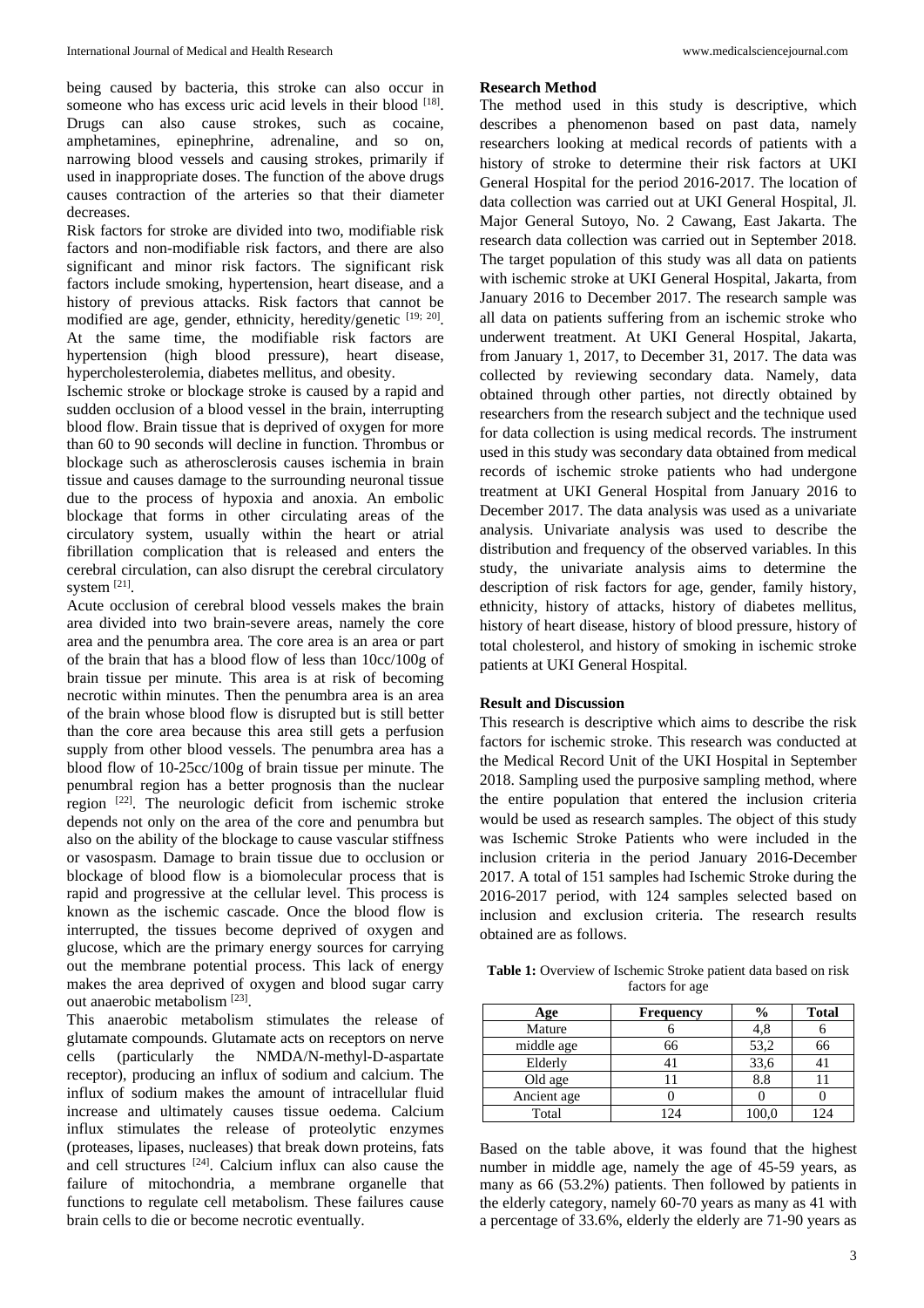being caused by bacteria, this stroke can also occur in someone who has excess uric acid levels in their blood [18]. Drugs can also cause strokes, such as cocaine, amphetamines, epinephrine, adrenaline, and so on, narrowing blood vessels and causing strokes, primarily if used in inappropriate doses. The function of the above drugs causes contraction of the arteries so that their diameter decreases.

Risk factors for stroke are divided into two, modifiable risk factors and non-modifiable risk factors, and there are also significant and minor risk factors. The significant risk factors include smoking, hypertension, heart disease, and a history of previous attacks. Risk factors that cannot be modified are age, gender, ethnicity, heredity/genetic [19; 20]. At the same time, the modifiable risk factors are hypertension (high blood pressure), heart disease, hypercholesterolemia, diabetes mellitus, and obesity.

Ischemic stroke or blockage stroke is caused by a rapid and sudden occlusion of a blood vessel in the brain, interrupting blood flow. Brain tissue that is deprived of oxygen for more than 60 to 90 seconds will decline in function. Thrombus or blockage such as atherosclerosis causes ischemia in brain tissue and causes damage to the surrounding neuronal tissue due to the process of hypoxia and anoxia. An embolic blockage that forms in other circulating areas of the circulatory system, usually within the heart or atrial fibrillation complication that is released and enters the cerebral circulation, can also disrupt the cerebral circulatory system [21].

Acute occlusion of cerebral blood vessels makes the brain area divided into two brain-severe areas, namely the core area and the penumbra area. The core area is an area or part of the brain that has a blood flow of less than 10cc/100g of brain tissue per minute. This area is at risk of becoming necrotic within minutes. Then the penumbra area is an area of the brain whose blood flow is disrupted but is still better than the core area because this area still gets a perfusion supply from other blood vessels. The penumbra area has a blood flow of 10-25cc/100g of brain tissue per minute. The penumbral region has a better prognosis than the nuclear region [22]. The neurologic deficit from ischemic stroke depends not only on the area of the core and penumbra but also on the ability of the blockage to cause vascular stiffness or vasospasm. Damage to brain tissue due to occlusion or blockage of blood flow is a biomolecular process that is rapid and progressive at the cellular level. This process is known as the ischemic cascade. Once the blood flow is interrupted, the tissues become deprived of oxygen and glucose, which are the primary energy sources for carrying out the membrane potential process. This lack of energy makes the area deprived of oxygen and blood sugar carry out anaerobic metabolism [23].

This anaerobic metabolism stimulates the release of glutamate compounds. Glutamate acts on receptors on nerve cells (particularly the NMDA/N-methyl-D-aspartate receptor), producing an influx of sodium and calcium. The influx of sodium makes the amount of intracellular fluid increase and ultimately causes tissue oedema. Calcium influx stimulates the release of proteolytic enzymes (proteases, lipases, nucleases) that break down proteins, fats and cell structures [24]. Calcium influx can also cause the failure of mitochondria, a membrane organelle that functions to regulate cell metabolism. These failures cause brain cells to die or become necrotic eventually.

**Research Method**

The method used in this study is descriptive, which describes a phenomenon based on past data, namely researchers looking at medical records of patients with a history of stroke to determine their risk factors at UKI General Hospital for the period 2016-2017. The location of data collection was carried out at UKI General Hospital, Jl. Major General Sutoyo, No. 2 Cawang, East Jakarta. The research data collection was carried out in September 2018. The target population of this study was all data on patients with ischemic stroke at UKI General Hospital, Jakarta, from January 2016 to December 2017. The research sample was all data on patients suffering from an ischemic stroke who underwent treatment. At UKI General Hospital, Jakarta, from January 1, 2017, to December 31, 2017. The data was collected by reviewing secondary data. Namely, data obtained through other parties, not directly obtained by researchers from the research subject and the technique used for data collection is using medical records. The instrument used in this study was secondary data obtained from medical records of ischemic stroke patients who had undergone treatment at UKI General Hospital from January 2016 to December 2017. The data analysis was used as a univariate analysis. Univariate analysis was used to describe the distribution and frequency of the observed variables. In this study, the univariate analysis aims to determine the description of risk factors for age, gender, family history, ethnicity, history of attacks, history of diabetes mellitus, history of heart disease, history of blood pressure, history of total cholesterol, and history of smoking in ischemic stroke patients at UKI General Hospital.

**Result and Discussion**

This research is descriptive which aims to describe the risk factors for ischemic stroke. This research was conducted at the Medical Record Unit of the UKI Hospital in September 2018. Sampling used the purposive sampling method, where the entire population that entered the inclusion criteria would be used as research samples. The object of this study was Ischemic Stroke Patients who were included in the inclusion criteria in the period January 2016-December 2017. A total of 151 samples had Ischemic Stroke during the 2016-2017 period, with 124 samples selected based on inclusion and exclusion criteria. The research results obtained are as follows.

**Table 1:** Overview of Ischemic Stroke patient data based on risk factors for age

| Age | Frequency | % | Total |
|---|---|---|---|
| Mature | 6 | 4,8 | 6 |
| middle age | 66 | 53,2 | 66 |
| Elderly | 41 | 33,6 | 41 |
| Old age | 11 | 8.8 | 11 |
| Ancient age | 0 | 0 | 0 |
| Total | 124 | 100,0 | 124 |

Based on the table above, it was found that the highest number in middle age, namely the age of 45-59 years, as many as 66 (53.2%) patients. Then followed by patients in the elderly category, namely 60-70 years as many as 41 with a percentage of 33.6%, elderly the elderly are 71-90 years as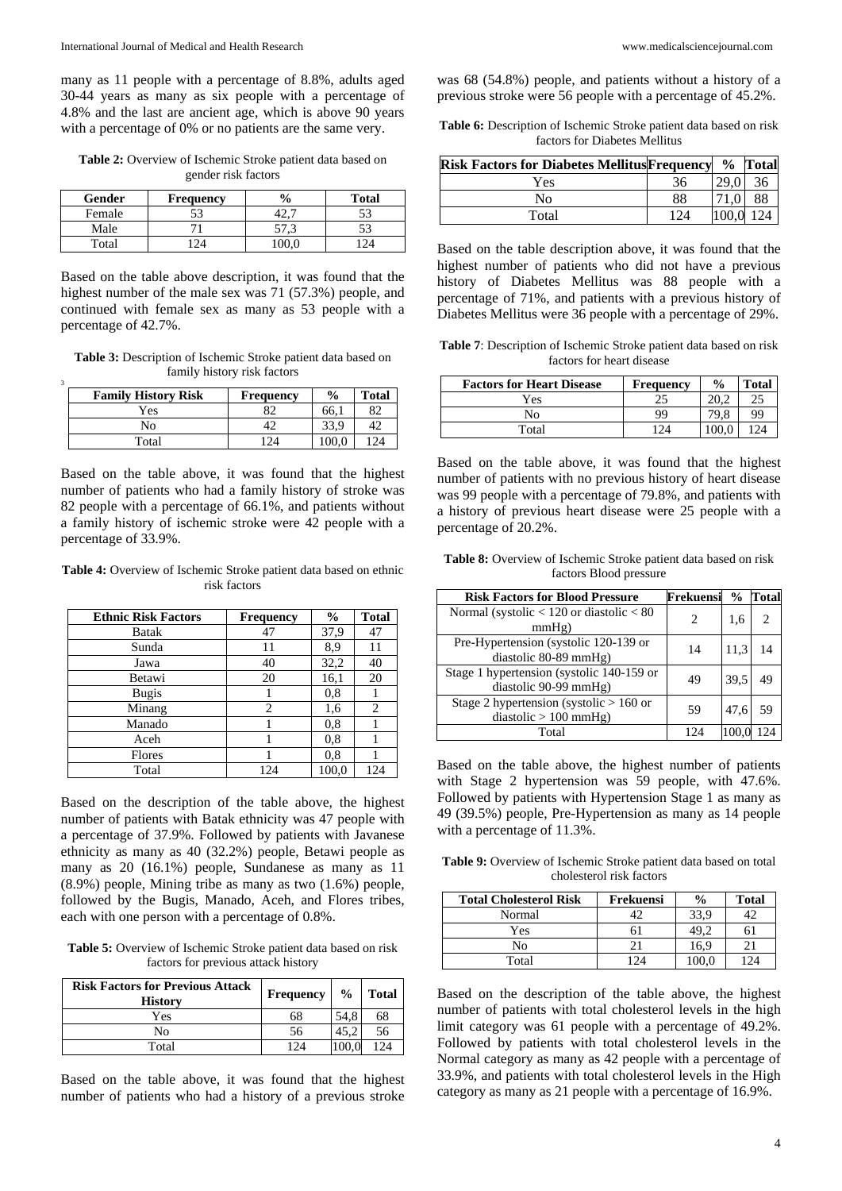many as 11 people with a percentage of 8.8%, adults aged 30-44 years as many as six people with a percentage of 4.8% and the last are ancient age, which is above 90 years with a percentage of 0% or no patients are the same very.

**Table 2:** Overview of Ischemic Stroke patient data based on gender risk factors

| Gender | Frequency | % | Total |
|---|---|---|---|
| Female | 53 | 42,7 | 53 |
| Male | 71 | 57,3 | 53 |
| Total | 124 | 100,0 | 124 |

Based on the table above description, it was found that the highest number of the male sex was 71 (57.3%) people, and continued with female sex as many as 53 people with a percentage of 42.7%.

**Table 3:** Description of Ischemic Stroke patient data based on family history risk factors

| Family History Risk | Frequency | % | Total |
|---|---|---|---|
| Yes | 82 | 66,1 | 82 |
| No | 42 | 33,9 | 42 |
| Total | 124 | 100,0 | 124 |

Based on the table above, it was found that the highest number of patients who had a family history of stroke was 82 people with a percentage of 66.1%, and patients without a family history of ischemic stroke were 42 people with a percentage of 33.9%.

**Table 4:** Overview of Ischemic Stroke patient data based on ethnic risk factors

| Ethnic Risk Factors | Frequency | % | Total |
|---|---|---|---|
| Batak | 47 | 37,9 | 47 |
| Sunda | 11 | 8,9 | 11 |
| Jawa | 40 | 32,2 | 40 |
| Betawi | 20 | 16,1 | 20 |
| Bugis | 1 | 0,8 | 1 |
| Minang | 2 | 1,6 | 2 |
| Manado | 1 | 0,8 | 1 |
| Aceh | 1 | 0,8 | 1 |
| Flores | 1 | 0,8 | 1 |
| Total | 124 | 100,0 | 124 |

Based on the description of the table above, the highest number of patients with Batak ethnicity was 47 people with a percentage of 37.9%. Followed by patients with Javanese ethnicity as many as 40 (32.2%) people, Betawi people as many as 20 (16.1%) people, Sundanese as many as 11 (8.9%) people, Mining tribe as many as two (1.6%) people, followed by the Bugis, Manado, Aceh, and Flores tribes, each with one person with a percentage of 0.8%.

**Table 5:** Overview of Ischemic Stroke patient data based on risk factors for previous attack history

| Risk Factors for Previous Attack History | Frequency | % | Total |
|---|---|---|---|
| Yes | 68 | 54,8 | 68 |
| No | 56 | 45,2 | 56 |
| Total | 124 | 100,0 | 124 |

Based on the table above, it was found that the highest number of patients who had a history of a previous stroke was 68 (54.8%) people, and patients without a history of a previous stroke were 56 people with a percentage of 45.2%.

**Table 6:** Description of Ischemic Stroke patient data based on risk factors for Diabetes Mellitus

| Risk Factors for Diabetes Mellitus | Frequency | % | Total |
|---|---|---|---|
| Yes | 36 | 29,0 | 36 |
| No | 88 | 71,0 | 88 |
| Total | 124 | 100,0 | 124 |

Based on the table description above, it was found that the highest number of patients who did not have a previous history of Diabetes Mellitus was 88 people with a percentage of 71%, and patients with a previous history of Diabetes Mellitus were 36 people with a percentage of 29%.

**Table 7**: Description of Ischemic Stroke patient data based on risk factors for heart disease

| Factors for Heart Disease | Frequency | % | Total |
|---|---|---|---|
| Yes | 25 | 20,2 | 25 |
| No | 99 | 79,8 | 99 |
| Total | 124 | 100,0 | 124 |

Based on the table above, it was found that the highest number of patients with no previous history of heart disease was 99 people with a percentage of 79.8%, and patients with a history of previous heart disease were 25 people with a percentage of 20.2%.

**Table 8:** Overview of Ischemic Stroke patient data based on risk factors Blood pressure

| Risk Factors for Blood Pressure | Frekuensi | % | Total |
|---|---|---|---|
| Normal (systolic < 120 or diastolic < 80 mmHg) | 2 | 1,6 | 2 |
| Pre-Hypertension (systolic 120-139 or diastolic 80-89 mmHg) | 14 | 11,3 | 14 |
| Stage 1 hypertension (systolic 140-159 or diastolic 90-99 mmHg) | 49 | 39,5 | 49 |
| Stage 2 hypertension (systolic > 160 or diastolic > 100 mmHg) | 59 | 47,6 | 59 |
| Total | 124 | 100,0 | 124 |

Based on the table above, the highest number of patients with Stage 2 hypertension was 59 people, with 47.6%. Followed by patients with Hypertension Stage 1 as many as 49 (39.5%) people, Pre-Hypertension as many as 14 people with a percentage of 11.3%.

**Table 9:** Overview of Ischemic Stroke patient data based on total cholesterol risk factors

| Total Cholesterol Risk | Frekuensi | % | Total |
|---|---|---|---|
| Normal | 42 | 33,9 | 42 |
| Yes | 61 | 49,2 | 61 |
| No | 21 | 16,9 | 21 |
| Total | 124 | 100,0 | 124 |

Based on the description of the table above, the highest number of patients with total cholesterol levels in the high limit category was 61 people with a percentage of 49.2%. Followed by patients with total cholesterol levels in the Normal category as many as 42 people with a percentage of 33.9%, and patients with total cholesterol levels in the High category as many as 21 people with a percentage of 16.9%.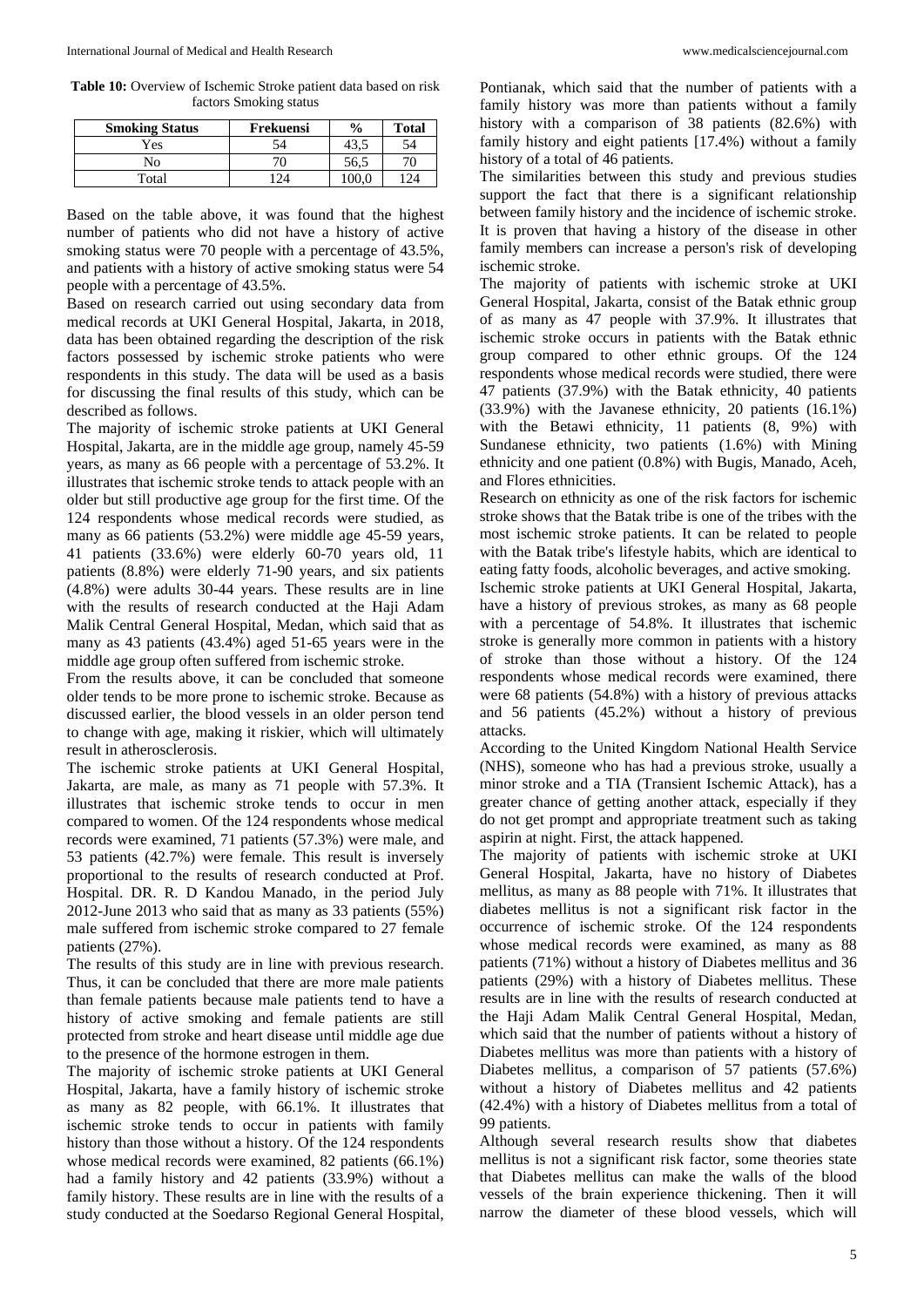**Table 10:** Overview of Ischemic Stroke patient data based on risk factors Smoking status

| Smoking Status | Frekuensi | % | Total |
|---|---|---|---|
| Yes | 54 | 43,5 | 54 |
| No | 70 | 56,5 | 70 |
| Total | 124 | 100,0 | 124 |

Based on the table above, it was found that the highest number of patients who did not have a history of active smoking status were 70 people with a percentage of 43.5%, and patients with a history of active smoking status were 54 people with a percentage of 43.5%.

Based on research carried out using secondary data from medical records at UKI General Hospital, Jakarta, in 2018, data has been obtained regarding the description of the risk factors possessed by ischemic stroke patients who were respondents in this study. The data will be used as a basis for discussing the final results of this study, which can be described as follows.

The majority of ischemic stroke patients at UKI General Hospital, Jakarta, are in the middle age group, namely 45-59 years, as many as 66 people with a percentage of 53.2%. It illustrates that ischemic stroke tends to attack people with an older but still productive age group for the first time. Of the 124 respondents whose medical records were studied, as many as 66 patients (53.2%) were middle age 45-59 years, 41 patients (33.6%) were elderly 60-70 years old, 11 patients (8.8%) were elderly 71-90 years, and six patients (4.8%) were adults 30-44 years. These results are in line with the results of research conducted at the Haji Adam Malik Central General Hospital, Medan, which said that as many as 43 patients (43.4%) aged 51-65 years were in the middle age group often suffered from ischemic stroke.

From the results above, it can be concluded that someone older tends to be more prone to ischemic stroke. Because as discussed earlier, the blood vessels in an older person tend to change with age, making it riskier, which will ultimately result in atherosclerosis.

The ischemic stroke patients at UKI General Hospital, Jakarta, are male, as many as 71 people with 57.3%. It illustrates that ischemic stroke tends to occur in men compared to women. Of the 124 respondents whose medical records were examined, 71 patients (57.3%) were male, and 53 patients (42.7%) were female. This result is inversely proportional to the results of research conducted at Prof. Hospital. DR. R. D Kandou Manado, in the period July 2012-June 2013 who said that as many as 33 patients (55%) male suffered from ischemic stroke compared to 27 female patients (27%).

The results of this study are in line with previous research. Thus, it can be concluded that there are more male patients than female patients because male patients tend to have a history of active smoking and female patients are still protected from stroke and heart disease until middle age due to the presence of the hormone estrogen in them.

The majority of ischemic stroke patients at UKI General Hospital, Jakarta, have a family history of ischemic stroke as many as 82 people, with 66.1%. It illustrates that ischemic stroke tends to occur in patients with family history than those without a history. Of the 124 respondents whose medical records were examined, 82 patients (66.1%) had a family history and 42 patients (33.9%) without a family history. These results are in line with the results of a study conducted at the Soedarso Regional General Hospital, Pontianak, which said that the number of patients with a family history was more than patients without a family history with a comparison of 38 patients (82.6%) with family history and eight patients [17.4%) without a family history of a total of 46 patients.

The similarities between this study and previous studies support the fact that there is a significant relationship between family history and the incidence of ischemic stroke. It is proven that having a history of the disease in other family members can increase a person's risk of developing ischemic stroke.

The majority of patients with ischemic stroke at UKI General Hospital, Jakarta, consist of the Batak ethnic group of as many as 47 people with 37.9%. It illustrates that ischemic stroke occurs in patients with the Batak ethnic group compared to other ethnic groups. Of the 124 respondents whose medical records were studied, there were 47 patients (37.9%) with the Batak ethnicity, 40 patients (33.9%) with the Javanese ethnicity, 20 patients (16.1%) with the Betawi ethnicity, 11 patients (8, 9%) with Sundanese ethnicity, two patients (1.6%) with Mining ethnicity and one patient (0.8%) with Bugis, Manado, Aceh, and Flores ethnicities.

Research on ethnicity as one of the risk factors for ischemic stroke shows that the Batak tribe is one of the tribes with the most ischemic stroke patients. It can be related to people with the Batak tribe's lifestyle habits, which are identical to eating fatty foods, alcoholic beverages, and active smoking.

Ischemic stroke patients at UKI General Hospital, Jakarta, have a history of previous strokes, as many as 68 people with a percentage of 54.8%. It illustrates that ischemic stroke is generally more common in patients with a history of stroke than those without a history. Of the 124 respondents whose medical records were examined, there were 68 patients (54.8%) with a history of previous attacks and 56 patients (45.2%) without a history of previous attacks.

According to the United Kingdom National Health Service (NHS), someone who has had a previous stroke, usually a minor stroke and a TIA (Transient Ischemic Attack), has a greater chance of getting another attack, especially if they do not get prompt and appropriate treatment such as taking aspirin at night. First, the attack happened.

The majority of patients with ischemic stroke at UKI General Hospital, Jakarta, have no history of Diabetes mellitus, as many as 88 people with 71%. It illustrates that diabetes mellitus is not a significant risk factor in the occurrence of ischemic stroke. Of the 124 respondents whose medical records were examined, as many as 88 patients (71%) without a history of Diabetes mellitus and 36 patients (29%) with a history of Diabetes mellitus. These results are in line with the results of research conducted at the Haji Adam Malik Central General Hospital, Medan, which said that the number of patients without a history of Diabetes mellitus was more than patients with a history of Diabetes mellitus, a comparison of 57 patients (57.6%) without a history of Diabetes mellitus and 42 patients (42.4%) with a history of Diabetes mellitus from a total of 99 patients.

Although several research results show that diabetes mellitus is not a significant risk factor, some theories state that Diabetes mellitus can make the walls of the blood vessels of the brain experience thickening. Then it will narrow the diameter of these blood vessels, which will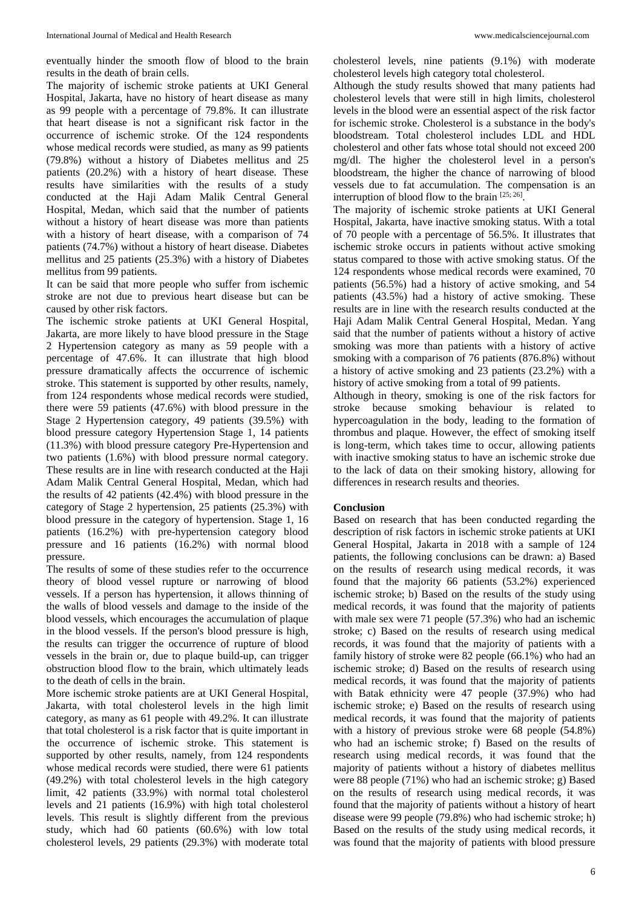eventually hinder the smooth flow of blood to the brain results in the death of brain cells.

The majority of ischemic stroke patients at UKI General Hospital, Jakarta, have no history of heart disease as many as 99 people with a percentage of 79.8%. It can illustrate that heart disease is not a significant risk factor in the occurrence of ischemic stroke. Of the 124 respondents whose medical records were studied, as many as 99 patients (79.8%) without a history of Diabetes mellitus and 25 patients (20.2%) with a history of heart disease. These results have similarities with the results of a study conducted at the Haji Adam Malik Central General Hospital, Medan, which said that the number of patients without a history of heart disease was more than patients with a history of heart disease, with a comparison of 74 patients (74.7%) without a history of heart disease. Diabetes mellitus and 25 patients (25.3%) with a history of Diabetes mellitus from 99 patients.

It can be said that more people who suffer from ischemic stroke are not due to previous heart disease but can be caused by other risk factors.

The ischemic stroke patients at UKI General Hospital, Jakarta, are more likely to have blood pressure in the Stage 2 Hypertension category as many as 59 people with a percentage of 47.6%. It can illustrate that high blood pressure dramatically affects the occurrence of ischemic stroke. This statement is supported by other results, namely, from 124 respondents whose medical records were studied, there were 59 patients (47.6%) with blood pressure in the Stage 2 Hypertension category, 49 patients (39.5%) with blood pressure category Hypertension Stage 1, 14 patients (11.3%) with blood pressure category Pre-Hypertension and two patients (1.6%) with blood pressure normal category. These results are in line with research conducted at the Haji Adam Malik Central General Hospital, Medan, which had the results of 42 patients (42.4%) with blood pressure in the category of Stage 2 hypertension, 25 patients (25.3%) with blood pressure in the category of hypertension. Stage 1, 16 patients (16.2%) with pre-hypertension category blood pressure and 16 patients (16.2%) with normal blood pressure.

The results of some of these studies refer to the occurrence theory of blood vessel rupture or narrowing of blood vessels. If a person has hypertension, it allows thinning of the walls of blood vessels and damage to the inside of the blood vessels, which encourages the accumulation of plaque in the blood vessels. If the person's blood pressure is high, the results can trigger the occurrence of rupture of blood vessels in the brain or, due to plaque build-up, can trigger obstruction blood flow to the brain, which ultimately leads to the death of cells in the brain.

More ischemic stroke patients are at UKI General Hospital, Jakarta, with total cholesterol levels in the high limit category, as many as 61 people with 49.2%. It can illustrate that total cholesterol is a risk factor that is quite important in the occurrence of ischemic stroke. This statement is supported by other results, namely, from 124 respondents whose medical records were studied, there were 61 patients (49.2%) with total cholesterol levels in the high category limit, 42 patients (33.9%) with normal total cholesterol levels and 21 patients (16.9%) with high total cholesterol levels. This result is slightly different from the previous study, which had 60 patients (60.6%) with low total cholesterol levels, 29 patients (29.3%) with moderate total cholesterol levels, nine patients (9.1%) with moderate cholesterol levels high category total cholesterol.

Although the study results showed that many patients had cholesterol levels that were still in high limits, cholesterol levels in the blood were an essential aspect of the risk factor for ischemic stroke. Cholesterol is a substance in the body's bloodstream. Total cholesterol includes LDL and HDL cholesterol and other fats whose total should not exceed 200 mg/dl. The higher the cholesterol level in a person's bloodstream, the higher the chance of narrowing of blood vessels due to fat accumulation. The compensation is an interruption of blood flow to the brain [25; 26].

The majority of ischemic stroke patients at UKI General Hospital, Jakarta, have inactive smoking status. With a total of 70 people with a percentage of 56.5%. It illustrates that ischemic stroke occurs in patients without active smoking status compared to those with active smoking status. Of the 124 respondents whose medical records were examined, 70 patients (56.5%) had a history of active smoking, and 54 patients (43.5%) had a history of active smoking. These results are in line with the research results conducted at the Haji Adam Malik Central General Hospital, Medan. Yang said that the number of patients without a history of active smoking was more than patients with a history of active smoking with a comparison of 76 patients (876.8%) without a history of active smoking and 23 patients (23.2%) with a history of active smoking from a total of 99 patients.

Although in theory, smoking is one of the risk factors for stroke because smoking behaviour is related to hypercoagulation in the body, leading to the formation of thrombus and plaque. However, the effect of smoking itself is long-term, which takes time to occur, allowing patients with inactive smoking status to have an ischemic stroke due to the lack of data on their smoking history, allowing for differences in research results and theories.

## Conclusion

Based on research that has been conducted regarding the description of risk factors in ischemic stroke patients at UKI General Hospital, Jakarta in 2018 with a sample of 124 patients, the following conclusions can be drawn: a) Based on the results of research using medical records, it was found that the majority 66 patients (53.2%) experienced ischemic stroke; b) Based on the results of the study using medical records, it was found that the majority of patients with male sex were 71 people (57.3%) who had an ischemic stroke; c) Based on the results of research using medical records, it was found that the majority of patients with a family history of stroke were 82 people (66.1%) who had an ischemic stroke; d) Based on the results of research using medical records, it was found that the majority of patients with Batak ethnicity were 47 people (37.9%) who had ischemic stroke; e) Based on the results of research using medical records, it was found that the majority of patients with a history of previous stroke were 68 people (54.8%) who had an ischemic stroke; f) Based on the results of research using medical records, it was found that the majority of patients without a history of diabetes mellitus were 88 people (71%) who had an ischemic stroke; g) Based on the results of research using medical records, it was found that the majority of patients without a history of heart disease were 99 people (79.8%) who had ischemic stroke; h) Based on the results of the study using medical records, it was found that the majority of patients with blood pressure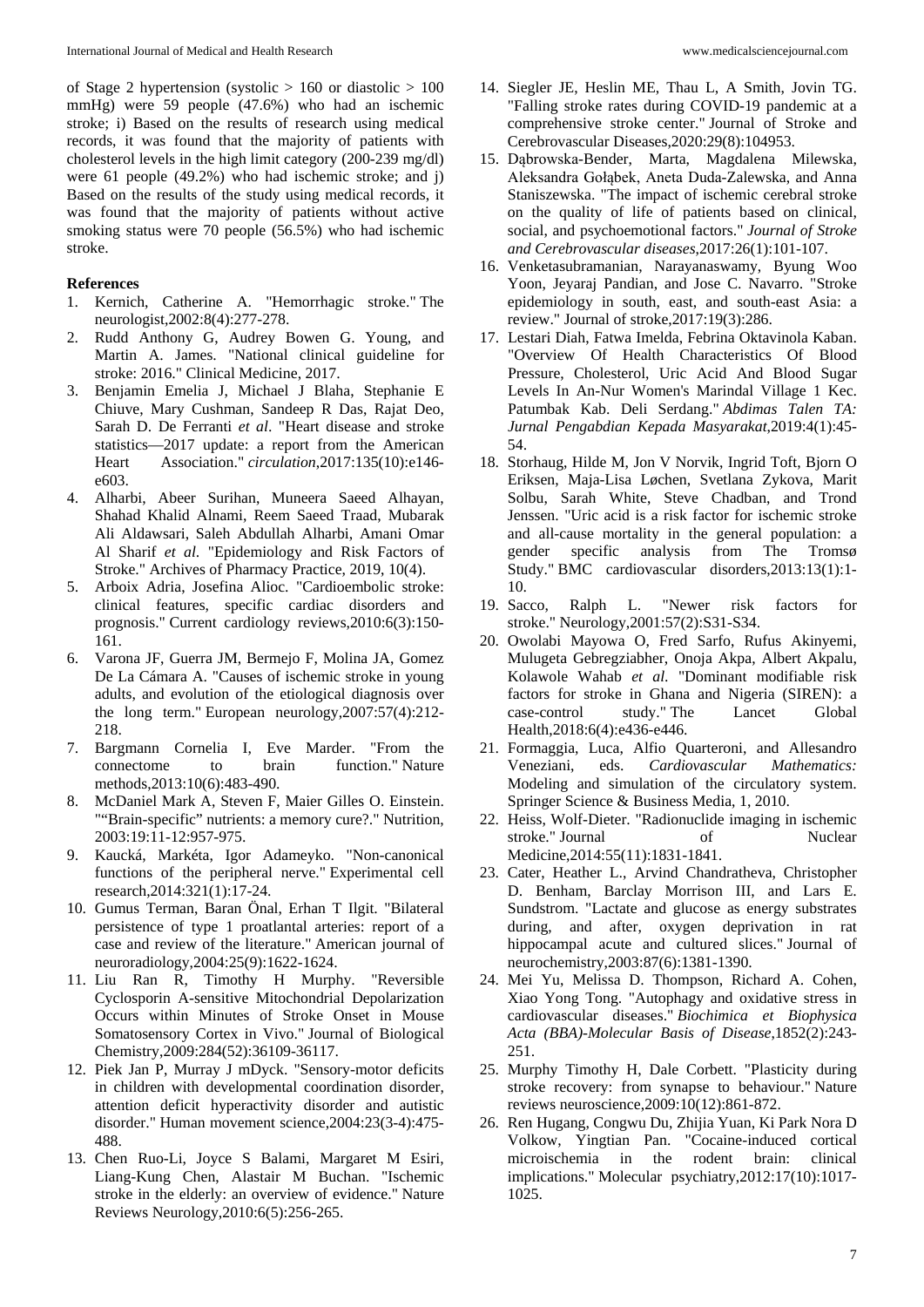of Stage 2 hypertension (systolic > 160 or diastolic > 100 mmHg) were 59 people (47.6%) who had an ischemic stroke; i) Based on the results of research using medical records, it was found that the majority of patients with cholesterol levels in the high limit category (200-239 mg/dl) were 61 people (49.2%) who had ischemic stroke; and j) Based on the results of the study using medical records, it was found that the majority of patients without active smoking status were 70 people (56.5%) who had ischemic stroke.

## References

1. Kernich, Catherine A. "Hemorrhagic stroke." The neurologist,2002:8(4):277-278.
2. Rudd Anthony G, Audrey Bowen G. Young, and Martin A. James. "National clinical guideline for stroke: 2016." Clinical Medicine, 2017.
3. Benjamin Emelia J, Michael J Blaha, Stephanie E Chiuve, Mary Cushman, Sandeep R Das, Rajat Deo, Sarah D. De Ferranti *et al*. "Heart disease and stroke statistics—2017 update: a report from the American Heart Association." *circulation*,2017:135(10):e146-e603.
4. Alharbi, Abeer Surihan, Muneera Saeed Alhayan, Shahad Khalid Alnami, Reem Saeed Traad, Mubarak Ali Aldawsari, Saleh Abdullah Alharbi, Amani Omar Al Sharif *et al*. "Epidemiology and Risk Factors of Stroke." Archives of Pharmacy Practice, 2019, 10(4).
5. Arboix Adria, Josefina Alioc. "Cardioembolic stroke: clinical features, specific cardiac disorders and prognosis." Current cardiology reviews,2010:6(3):150-161.
6. Varona JF, Guerra JM, Bermejo F, Molina JA, Gomez De La Cámara A. "Causes of ischemic stroke in young adults, and evolution of the etiological diagnosis over the long term." European neurology,2007:57(4):212-218.
7. Bargmann Cornelia I, Eve Marder. "From the connectome to brain function." Nature methods,2013:10(6):483-490.
8. McDaniel Mark A, Steven F, Maier Gilles O. Einstein. "“Brain-specific” nutrients: a memory cure?." Nutrition, 2003:19:11-12:957-975.
9. Kaucká, Markéta, Igor Adameyko. "Non-canonical functions of the peripheral nerve." Experimental cell research,2014:321(1):17-24.
10. Gumus Terman, Baran Önal, Erhan T Ilgit. "Bilateral persistence of type 1 proatlantal arteries: report of a case and review of the literature." American journal of neuroradiology,2004:25(9):1622-1624.
11. Liu Ran R, Timothy H Murphy. "Reversible Cyclosporin A-sensitive Mitochondrial Depolarization Occurs within Minutes of Stroke Onset in Mouse Somatosensory Cortex in Vivo." Journal of Biological Chemistry,2009:284(52):36109-36117.
12. Piek Jan P, Murray J mDyck. "Sensory-motor deficits in children with developmental coordination disorder, attention deficit hyperactivity disorder and autistic disorder." Human movement science,2004:23(3-4):475-488.
13. Chen Ruo-Li, Joyce S Balami, Margaret M Esiri, Liang-Kung Chen, Alastair M Buchan. "Ischemic stroke in the elderly: an overview of evidence." Nature Reviews Neurology,2010:6(5):256-265.
14. Siegler JE, Heslin ME, Thau L, A Smith, Jovin TG. "Falling stroke rates during COVID-19 pandemic at a comprehensive stroke center." Journal of Stroke and Cerebrovascular Diseases,2020:29(8):104953.
15. Dąbrowska-Bender, Marta, Magdalena Milewska, Aleksandra Gołąbek, Aneta Duda-Zalewska, and Anna Staniszewska. "The impact of ischemic cerebral stroke on the quality of life of patients based on clinical, social, and psychoemotional factors." *Journal of Stroke and Cerebrovascular diseases*,2017:26(1):101-107.
16. Venketasubramanian, Narayanaswamy, Byung Woo Yoon, Jeyaraj Pandian, and Jose C. Navarro. "Stroke epidemiology in south, east, and south-east Asia: a review." Journal of stroke,2017:19(3):286.
17. Lestari Diah, Fatwa Imelda, Febrina Oktavinola Kaban. "Overview Of Health Characteristics Of Blood Pressure, Cholesterol, Uric Acid And Blood Sugar Levels In An-Nur Women's Marindal Village 1 Kec. Patumbak Kab. Deli Serdang." *Abdimas Talen TA: Jurnal Pengabdian Kepada Masyarakat*,2019:4(1):45-54.
18. Storhaug, Hilde M, Jon V Norvik, Ingrid Toft, Bjorn O Eriksen, Maja-Lisa Løchen, Svetlana Zykova, Marit Solbu, Sarah White, Steve Chadban, and Trond Jenssen. "Uric acid is a risk factor for ischemic stroke and all-cause mortality in the general population: a gender specific analysis from The Tromsø Study." BMC cardiovascular disorders,2013:13(1):1-10.
19. Sacco, Ralph L. "Newer risk factors for stroke." Neurology,2001:57(2):S31-S34.
20. Owolabi Mayowa O, Fred Sarfo, Rufus Akinyemi, Mulugeta Gebregziabher, Onoja Akpa, Albert Akpalu, Kolawole Wahab *et al*. "Dominant modifiable risk factors for stroke in Ghana and Nigeria (SIREN): a case-control study." The Lancet Global Health,2018:6(4):e436-e446.
21. Formaggia, Luca, Alfio Quarteroni, and Allesandro Veneziani, eds. *Cardiovascular Mathematics:* Modeling and simulation of the circulatory system. Springer Science & Business Media, 1, 2010.
22. Heiss, Wolf-Dieter. "Radionuclide imaging in ischemic stroke." Journal of Nuclear Medicine,2014:55(11):1831-1841.
23. Cater, Heather L., Arvind Chandratheva, Christopher D. Benham, Barclay Morrison III, and Lars E. Sundstrom. "Lactate and glucose as energy substrates during, and after, oxygen deprivation in rat hippocampal acute and cultured slices." Journal of neurochemistry,2003:87(6):1381-1390.
24. Mei Yu, Melissa D. Thompson, Richard A. Cohen, Xiao Yong Tong. "Autophagy and oxidative stress in cardiovascular diseases." *Biochimica et Biophysica Acta (BBA)-Molecular Basis of Disease*,1852(2):243-251.
25. Murphy Timothy H, Dale Corbett. "Plasticity during stroke recovery: from synapse to behaviour." Nature reviews neuroscience,2009:10(12):861-872.
26. Ren Hugang, Congwu Du, Zhijia Yuan, Ki Park Nora D Volkow, Yingtian Pan. "Cocaine-induced cortical microischemia in the rodent brain: clinical implications." Molecular psychiatry,2012:17(10):1017-1025.